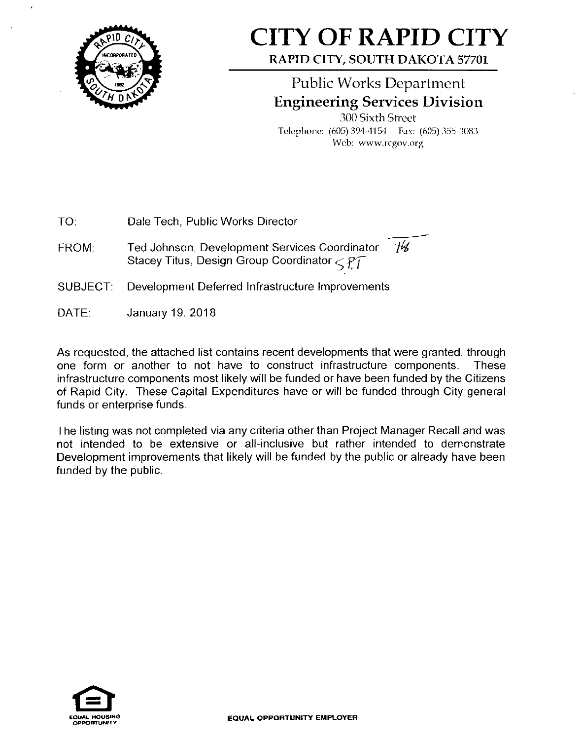# CITY OF RAPID CITY

**RAPID CITY, SOUTH DAKOTA 57701**

## Public Works Department
## Engineering Services Division

300 Sixth Street
Telephone: (605) 394-4154 Fax: (605) 355-3083
Web: www.rcgov.org

TO: Dale Tech, Public Works Director

FROM: Ted Johnson, Development Services Coordinator TJ
Stacey Titus, Design Group Coordinator SPT

SUBJECT: Development Deferred Infrastructure Improvements

DATE: January 19, 2018

As requested, the attached list contains recent developments that were granted, through one form or another to not have to construct infrastructure components. These infrastructure components most likely will be funded or have been funded by the Citizens of Rapid City. These Capital Expenditures have or will be funded through City general funds or enterprise funds.

The listing was not completed via any criteria other than Project Manager Recall and was not intended to be extensive or all-inclusive but rather intended to demonstrate Development improvements that likely will be funded by the public or already have been funded by the public.

EQUAL HOUSING OPPORTUNITY

EQUAL OPPORTUNITY EMPLOYER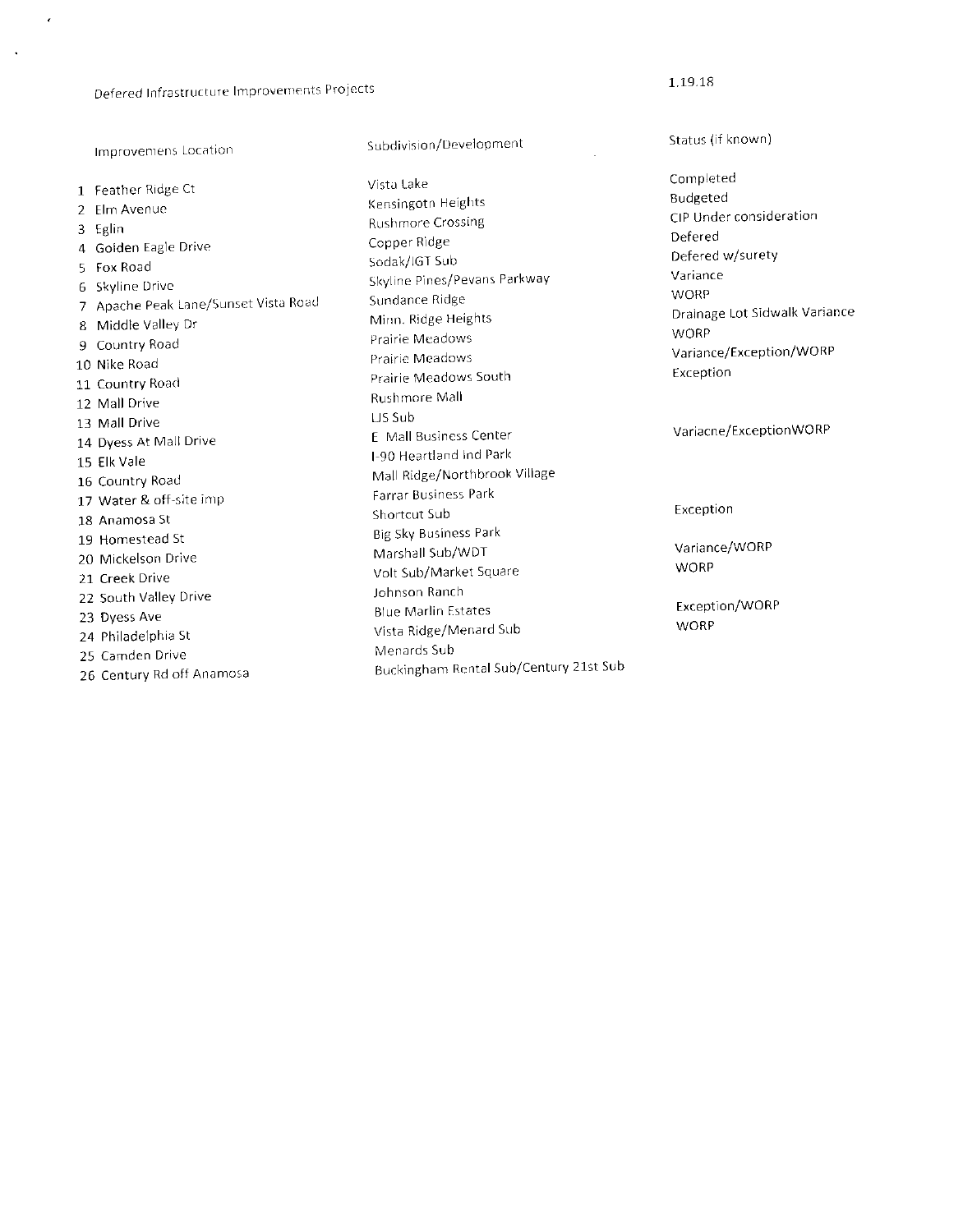Defered Infrastructure Improvements Projects

1.19.18

| | Improvemens Location | Subdivision/Development | Status (if known) |
|---|---|---|---|
| 1 | Feather Ridge Ct | Vista Lake | Completed |
| 2 | Elm Avenue | Kensingotn Heights | Budgeted |
| 3 | Eglin | Rushmore Crossing | CIP Under consideration |
| 4 | Golden Eagle Drive | Copper Ridge | Defered |
| 5 | Fox Road | Sodak/IGT Sub | Defered w/surety |
| 6 | Skyline Drive | Skyline Pines/Pevans Parkway | Variance |
| 7 | Apache Peak Lane/Sunset Vista Road | Sundance Ridge | WORP |
| 8 | Middle Valley Dr | Minn. Ridge Heights | Drainage Lot Sidwalk Variance |
| 9 | Country Road | Prairie Meadows | WORP |
| 10 | Nike Road | Prairie Meadows | Variance/Exception/WORP |
| 11 | Country Road | Prairie Meadows South | Exception |
| 12 | Mall Drive | Rushmore Mall | |
| 13 | Mall Drive | LJS Sub | |
| 14 | Dyess At Mall Drive | E Mall Business Center | Variacne/ExceptionWORP |
| 15 | Elk Vale | I-90 Heartland Ind Park | |
| 16 | Country Road | Mall Ridge/Northbrook Village | |
| 17 | Water & off-site imp | Farrar Business Park | |
| 18 | Anamosa St | Shortcut Sub | Exception |
| 19 | Homestead St | Big Sky Business Park | |
| 20 | Mickelson Drive | Marshall Sub/WDT | Variance/WORP |
| 21 | Creek Drive | Volt Sub/Market Square | WORP |
| 22 | South Valley Drive | Johnson Ranch | |
| 23 | Dyess Ave | Blue Marlin Estates | Exception/WORP |
| 24 | Philadelphia St | Vista Ridge/Menard Sub | WORP |
| 25 | Camden Drive | Menards Sub | |
| 26 | Century Rd off Anamosa | Buckingham Rental Sub/Century 21st Sub | |